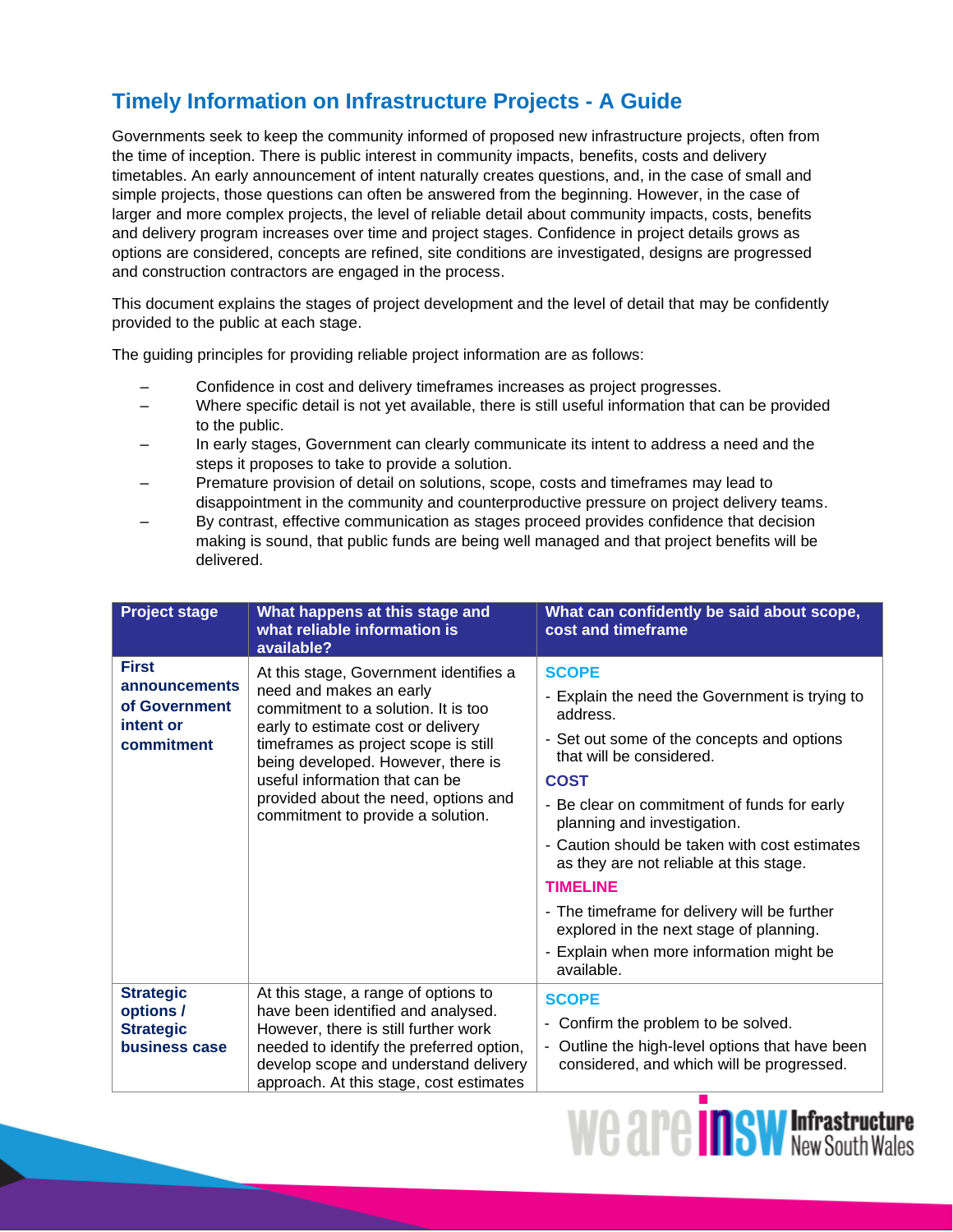# Timely Information on Infrastructure Projects - A Guide

Governments seek to keep the community informed of proposed new infrastructure projects, often from the time of inception. There is public interest in community impacts, benefits, costs and delivery timetables. An early announcement of intent naturally creates questions, and, in the case of small and simple projects, those questions can often be answered from the beginning. However, in the case of larger and more complex projects, the level of reliable detail about community impacts, costs, benefits and delivery program increases over time and project stages. Confidence in project details grows as options are considered, concepts are refined, site conditions are investigated, designs are progressed and construction contractors are engaged in the process.

This document explains the stages of project development and the level of detail that may be confidently provided to the public at each stage.

The guiding principles for providing reliable project information are as follows:

- Confidence in cost and delivery timeframes increases as project progresses.
- Where specific detail is not yet available, there is still useful information that can be provided to the public.
- In early stages, Government can clearly communicate its intent to address a need and the steps it proposes to take to provide a solution.
- Premature provision of detail on solutions, scope, costs and timeframes may lead to disappointment in the community and counterproductive pressure on project delivery teams.
- By contrast, effective communication as stages proceed provides confidence that decision making is sound, that public funds are being well managed and that project benefits will be delivered.

| Project stage | What happens at this stage and what reliable information is available? | What can confidently be said about scope, cost and timeframe |
| --- | --- | --- |
| **First announcements of Government intent or commitment** | At this stage, Government identifies a need and makes an early commitment to a solution. It is too early to estimate cost or delivery timeframes as project scope is still being developed. However, there is useful information that can be provided about the need, options and commitment to provide a solution. | **SCOPE**<br>- Explain the need the Government is trying to address.<br>- Set out some of the concepts and options that will be considered.<br>**COST**<br>- Be clear on commitment of funds for early planning and investigation.<br>- Caution should be taken with cost estimates as they are not reliable at this stage.<br>**TIMELINE**<br>- The timeframe for delivery will be further explored in the next stage of planning.<br>- Explain when more information might be available. |
| **Strategic options / Strategic business case** | At this stage, a range of options to have been identified and analysed. However, there is still further work needed to identify the preferred option, develop scope and understand delivery approach. At this stage, cost estimates | **SCOPE**<br>- Confirm the problem to be solved.<br>- Outline the high-level options that have been considered, and which will be progressed. |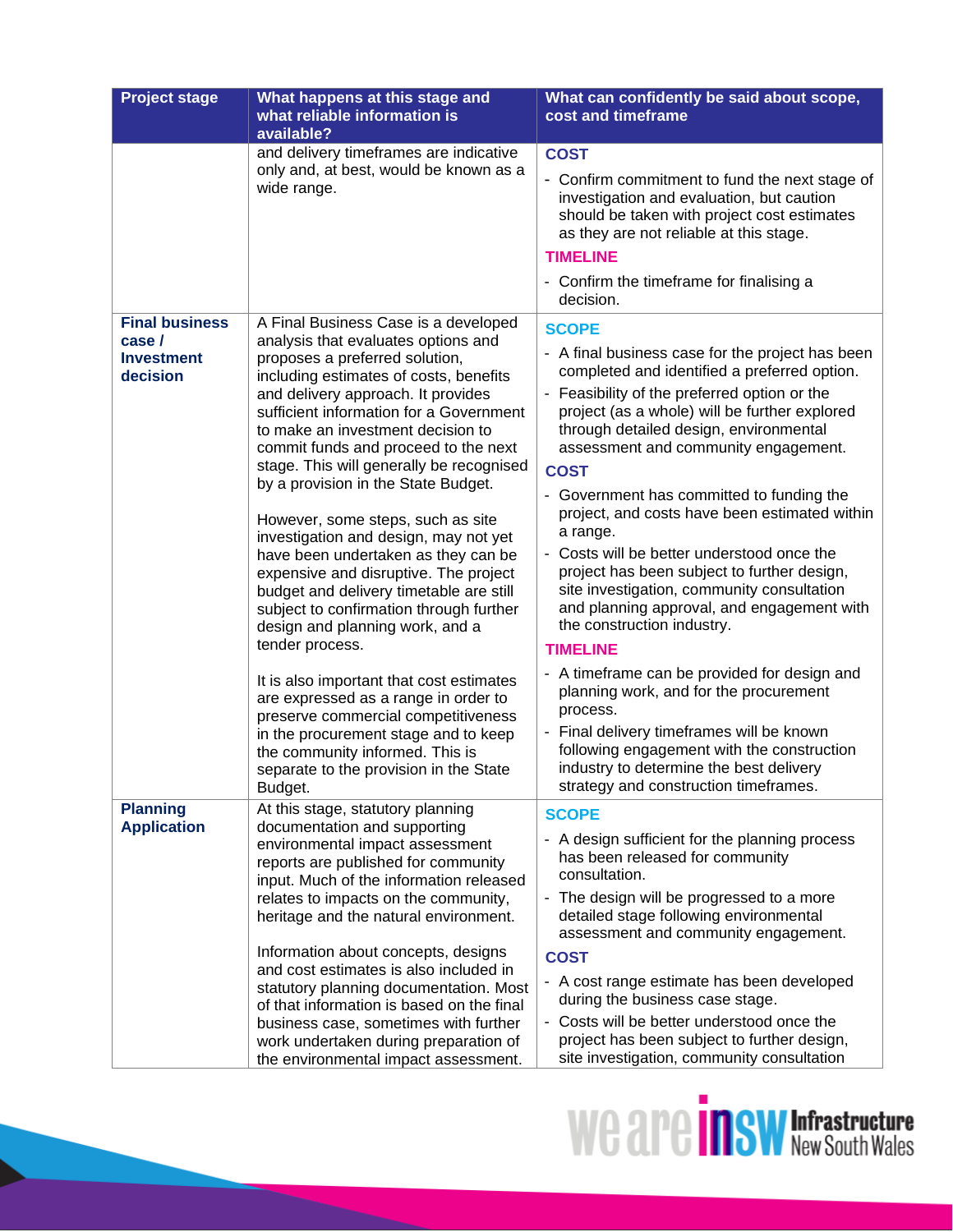| Project stage | What happens at this stage and what reliable information is available? | What can confidently be said about scope, cost and timeframe |
|---|---|---|
| | and delivery timeframes are indicative only and, at best, would be known as a wide range. | **COST**<br>- Confirm commitment to fund the next stage of investigation and evaluation, but caution should be taken with project cost estimates as they are not reliable at this stage.<br>**TIMELINE**<br>- Confirm the timeframe for finalising a decision. |
| **Final business case / Investment decision** | A Final Business Case is a developed analysis that evaluates options and proposes a preferred solution, including estimates of costs, benefits and delivery approach. It provides sufficient information for a Government to make an investment decision to commit funds and proceed to the next stage. This will generally be recognised by a provision in the State Budget.<br><br>However, some steps, such as site investigation and design, may not yet have been undertaken as they can be expensive and disruptive. The project budget and delivery timetable are still subject to confirmation through further design and planning work, and a tender process.<br><br>It is also important that cost estimates are expressed as a range in order to preserve commercial competitiveness in the procurement stage and to keep the community informed. This is separate to the provision in the State Budget. | **SCOPE**<br>- A final business case for the project has been completed and identified a preferred option.<br>- Feasibility of the preferred option or the project (as a whole) will be further explored through detailed design, environmental assessment and community engagement.<br>**COST**<br>- Government has committed to funding the project, and costs have been estimated within a range.<br>- Costs will be better understood once the project has been subject to further design, site investigation, community consultation and planning approval, and engagement with the construction industry.<br>**TIMELINE**<br>- A timeframe can be provided for design and planning work, and for the procurement process.<br>- Final delivery timeframes will be known following engagement with the construction industry to determine the best delivery strategy and construction timeframes. |
| **Planning Application** | At this stage, statutory planning documentation and supporting environmental impact assessment reports are published for community input. Much of the information released relates to impacts on the community, heritage and the natural environment.<br><br>Information about concepts, designs and cost estimates is also included in statutory planning documentation. Most of that information is based on the final business case, sometimes with further work undertaken during preparation of the environmental impact assessment. | **SCOPE**<br>- A design sufficient for the planning process has been released for community consultation.<br>- The design will be progressed to a more detailed stage following environmental assessment and community engagement.<br>**COST**<br>- A cost range estimate has been developed during the business case stage.<br>- Costs will be better understood once the project has been subject to further design, site investigation, community consultation |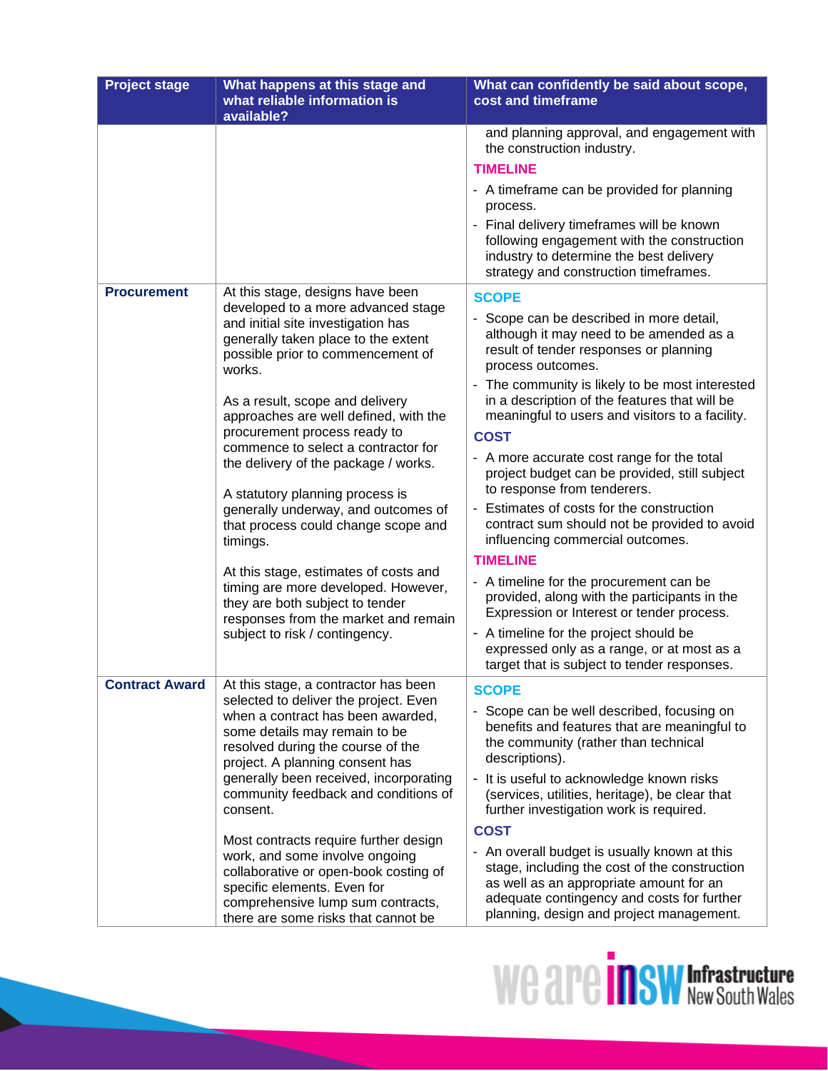| Project stage | What happens at this stage and what reliable information is available? | What can confidently be said about scope, cost and timeframe |
|---|---|---|
| | | and planning approval, and engagement with the construction industry.<br>**TIMELINE**<br>- A timeframe can be provided for planning process.<br>- Final delivery timeframes will be known following engagement with the construction industry to determine the best delivery strategy and construction timeframes. |
| **Procurement** | At this stage, designs have been developed to a more advanced stage and initial site investigation has generally taken place to the extent possible prior to commencement of works.<br><br>As a result, scope and delivery approaches are well defined, with the procurement process ready to commence to select a contractor for the delivery of the package / works.<br><br>A statutory planning process is generally underway, and outcomes of that process could change scope and timings.<br><br>At this stage, estimates of costs and timing are more developed. However, they are both subject to tender responses from the market and remain subject to risk / contingency. | **SCOPE**<br>- Scope can be described in more detail, although it may need to be amended as a result of tender responses or planning process outcomes.<br>- The community is likely to be most interested in a description of the features that will be meaningful to users and visitors to a facility.<br>**COST**<br>- A more accurate cost range for the total project budget can be provided, still subject to response from tenderers.<br>- Estimates of costs for the construction contract sum should not be provided to avoid influencing commercial outcomes.<br>**TIMELINE**<br>- A timeline for the procurement can be provided, along with the participants in the Expression or Interest or tender process.<br>- A timeline for the project should be expressed only as a range, or at most as a target that is subject to tender responses. |
| **Contract Award** | At this stage, a contractor has been selected to deliver the project. Even when a contract has been awarded, some details may remain to be resolved during the course of the project. A planning consent has generally been received, incorporating community feedback and conditions of consent.<br><br>Most contracts require further design work, and some involve ongoing collaborative or open-book costing of specific elements. Even for comprehensive lump sum contracts, there are some risks that cannot be | **SCOPE**<br>- Scope can be well described, focusing on benefits and features that are meaningful to the community (rather than technical descriptions).<br>- It is useful to acknowledge known risks (services, utilities, heritage), be clear that further investigation work is required.<br>**COST**<br>- An overall budget is usually known at this stage, including the cost of the construction as well as an appropriate amount for an adequate contingency and costs for further planning, design and project management. |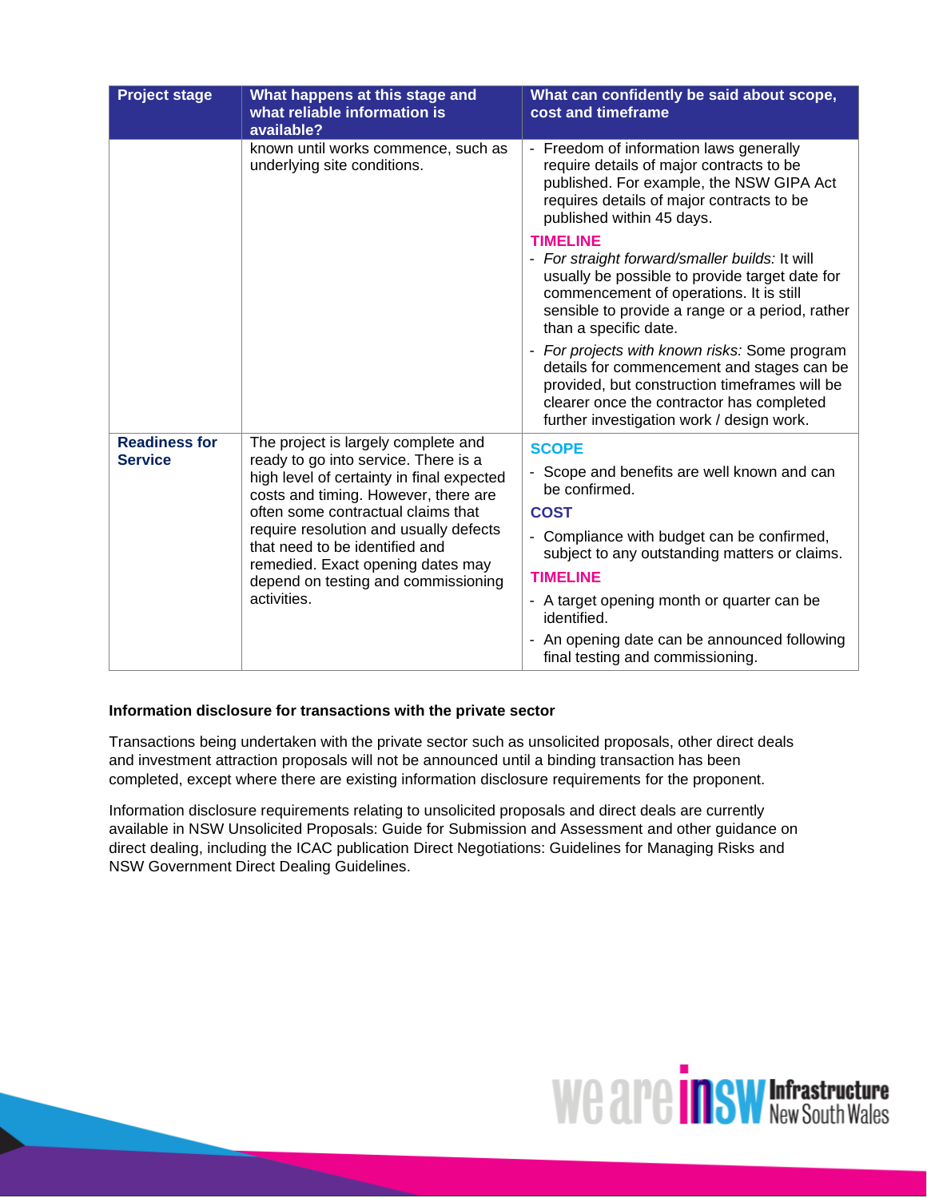| Project stage | What happens at this stage and what reliable information is available? | What can confidently be said about scope, cost and timeframe |
|---|---|---|
| | known until works commence, such as underlying site conditions. | - Freedom of information laws generally require details of major contracts to be published. For example, the NSW GIPA Act requires details of major contracts to be published within 45 days.<br>**TIMELINE**<br>- *For straight forward/smaller builds:* It will usually be possible to provide target date for commencement of operations. It is still sensible to provide a range or a period, rather than a specific date.<br>- *For projects with known risks:* Some program details for commencement and stages can be provided, but construction timeframes will be clearer once the contractor has completed further investigation work / design work. |
| **Readiness for Service** | The project is largely complete and ready to go into service. There is a high level of certainty in final expected costs and timing. However, there are often some contractual claims that require resolution and usually defects that need to be identified and remedied. Exact opening dates may depend on testing and commissioning activities. | **SCOPE**<br>- Scope and benefits are well known and can be confirmed.<br>**COST**<br>- Compliance with budget can be confirmed, subject to any outstanding matters or claims.<br>**TIMELINE**<br>- A target opening month or quarter can be identified.<br>- An opening date can be announced following final testing and commissioning. |

**Information disclosure for transactions with the private sector**

Transactions being undertaken with the private sector such as unsolicited proposals, other direct deals and investment attraction proposals will not be announced until a binding transaction has been completed, except where there are existing information disclosure requirements for the proponent.

Information disclosure requirements relating to unsolicited proposals and direct deals are currently available in NSW Unsolicited Proposals: Guide for Submission and Assessment and other guidance on direct dealing, including the ICAC publication Direct Negotiations: Guidelines for Managing Risks and NSW Government Direct Dealing Guidelines.